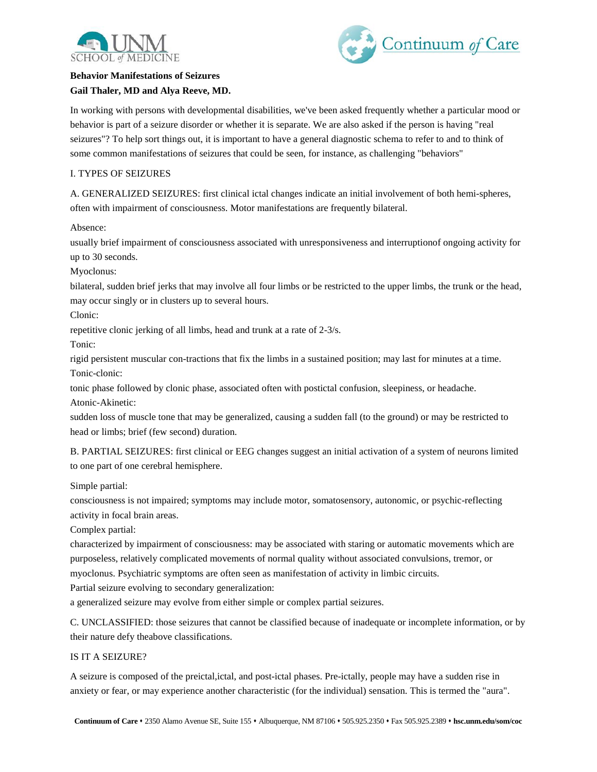**Behavior Manifestations of Seizures**

**Gail Thaler, MD and Alya Reeve, MD.**

In working with persons with developmental disabilities, we've been asked frequently whether a particular mood or behavior is part of a seizure disorder or whether it is separate. We are also asked if the person is having "real seizures"? To help sort things out, it is important to have a general diagnostic schema to refer to and to think of some common manifestations of seizures that could be seen, for instance, as challenging "behaviors"

I. TYPES OF SEIZURES

A. GENERALIZED SEIZURES: first clinical ictal changes indicate an initial involvement of both hemi-spheres, often with impairment of consciousness. Motor manifestations are frequently bilateral.

Absence:
usually brief impairment of consciousness associated with unresponsiveness and interruptionof ongoing activity for up to 30 seconds.

Myoclonus:
bilateral, sudden brief jerks that may involve all four limbs or be restricted to the upper limbs, the trunk or the head, may occur singly or in clusters up to several hours.

Clonic:
repetitive clonic jerking of all limbs, head and trunk at a rate of 2-3/s.

Tonic:
rigid persistent muscular con-tractions that fix the limbs in a sustained position; may last for minutes at a time.

Tonic-clonic:
tonic phase followed by clonic phase, associated often with postictal confusion, sleepiness, or headache.

Atonic-Akinetic:
sudden loss of muscle tone that may be generalized, causing a sudden fall (to the ground) or may be restricted to head or limbs; brief (few second) duration.

B. PARTIAL SEIZURES: first clinical or EEG changes suggest an initial activation of a system of neurons limited to one part of one cerebral hemisphere.

Simple partial:
consciousness is not impaired; symptoms may include motor, somatosensory, autonomic, or psychic-reflecting activity in focal brain areas.

Complex partial:
characterized by impairment of consciousness: may be associated with staring or automatic movements which are purposeless, relatively complicated movements of normal quality without associated convulsions, tremor, or myoclonus. Psychiatric symptoms are often seen as manifestation of activity in limbic circuits.

Partial seizure evolving to secondary generalization:
a generalized seizure may evolve from either simple or complex partial seizures.

C. UNCLASSIFIED: those seizures that cannot be classified because of inadequate or incomplete information, or by their nature defy theabove classifications.

IS IT A SEIZURE?

A seizure is composed of the preictal,ictal, and post-ictal phases. Pre-ictally, people may have a sudden rise in anxiety or fear, or may experience another characteristic (for the individual) sensation. This is termed the "aura".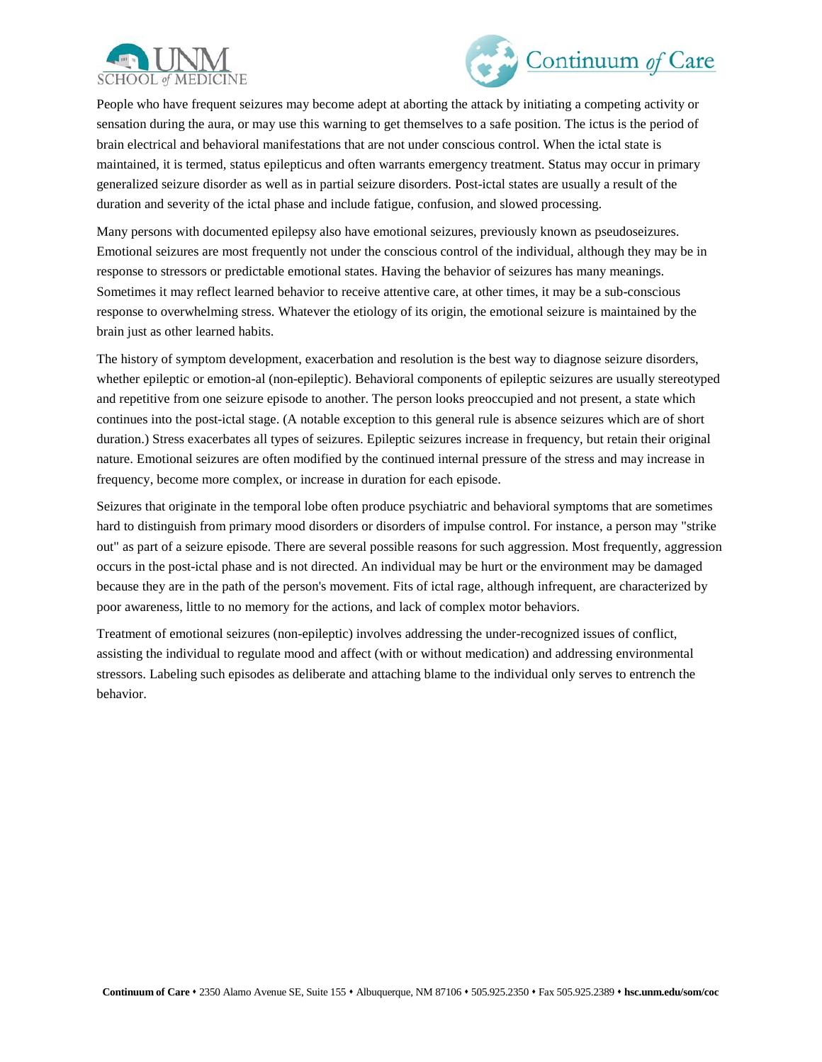People who have frequent seizures may become adept at aborting the attack by initiating a competing activity or sensation during the aura, or may use this warning to get themselves to a safe position. The ictus is the period of brain electrical and behavioral manifestations that are not under conscious control. When the ictal state is maintained, it is termed, status epilepticus and often warrants emergency treatment. Status may occur in primary generalized seizure disorder as well as in partial seizure disorders. Post-ictal states are usually a result of the duration and severity of the ictal phase and include fatigue, confusion, and slowed processing.

Many persons with documented epilepsy also have emotional seizures, previously known as pseudoseizures. Emotional seizures are most frequently not under the conscious control of the individual, although they may be in response to stressors or predictable emotional states. Having the behavior of seizures has many meanings. Sometimes it may reflect learned behavior to receive attentive care, at other times, it may be a sub-conscious response to overwhelming stress. Whatever the etiology of its origin, the emotional seizure is maintained by the brain just as other learned habits.

The history of symptom development, exacerbation and resolution is the best way to diagnose seizure disorders, whether epileptic or emotion-al (non-epileptic). Behavioral components of epileptic seizures are usually stereotyped and repetitive from one seizure episode to another. The person looks preoccupied and not present, a state which continues into the post-ictal stage. (A notable exception to this general rule is absence seizures which are of short duration.) Stress exacerbates all types of seizures. Epileptic seizures increase in frequency, but retain their original nature. Emotional seizures are often modified by the continued internal pressure of the stress and may increase in frequency, become more complex, or increase in duration for each episode.

Seizures that originate in the temporal lobe often produce psychiatric and behavioral symptoms that are sometimes hard to distinguish from primary mood disorders or disorders of impulse control. For instance, a person may "strike out" as part of a seizure episode. There are several possible reasons for such aggression. Most frequently, aggression occurs in the post-ictal phase and is not directed. An individual may be hurt or the environment may be damaged because they are in the path of the person's movement. Fits of ictal rage, although infrequent, are characterized by poor awareness, little to no memory for the actions, and lack of complex motor behaviors.

Treatment of emotional seizures (non-epileptic) involves addressing the under-recognized issues of conflict, assisting the individual to regulate mood and affect (with or without medication) and addressing environmental stressors. Labeling such episodes as deliberate and attaching blame to the individual only serves to entrench the behavior.